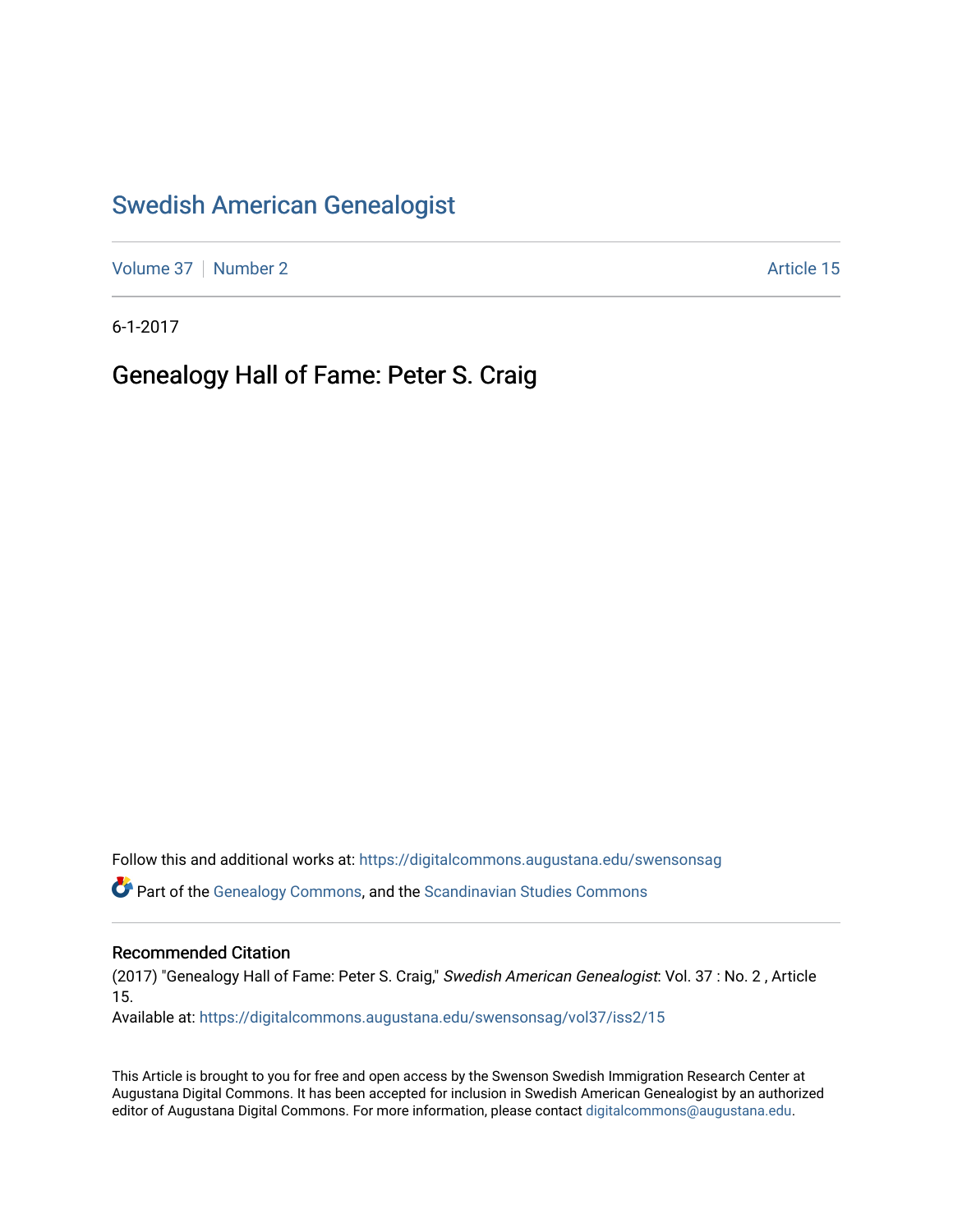# Swedish American Genealogist

Volume 37 | Number 2 | Article 15

6-1-2017

## Genealogy Hall of Fame: Peter S. Craig

Follow this and additional works at: https://digitalcommons.augustana.edu/swensonsag

Part of the Genealogy Commons, and the Scandinavian Studies Commons

### Recommended Citation

(2017) "Genealogy Hall of Fame: Peter S. Craig," *Swedish American Genealogist*: Vol. 37 : No. 2 , Article 15.
Available at: https://digitalcommons.augustana.edu/swensonsag/vol37/iss2/15

This Article is brought to you for free and open access by the Swenson Swedish Immigration Research Center at Augustana Digital Commons. It has been accepted for inclusion in Swedish American Genealogist by an authorized editor of Augustana Digital Commons. For more information, please contact digitalcommons@augustana.edu.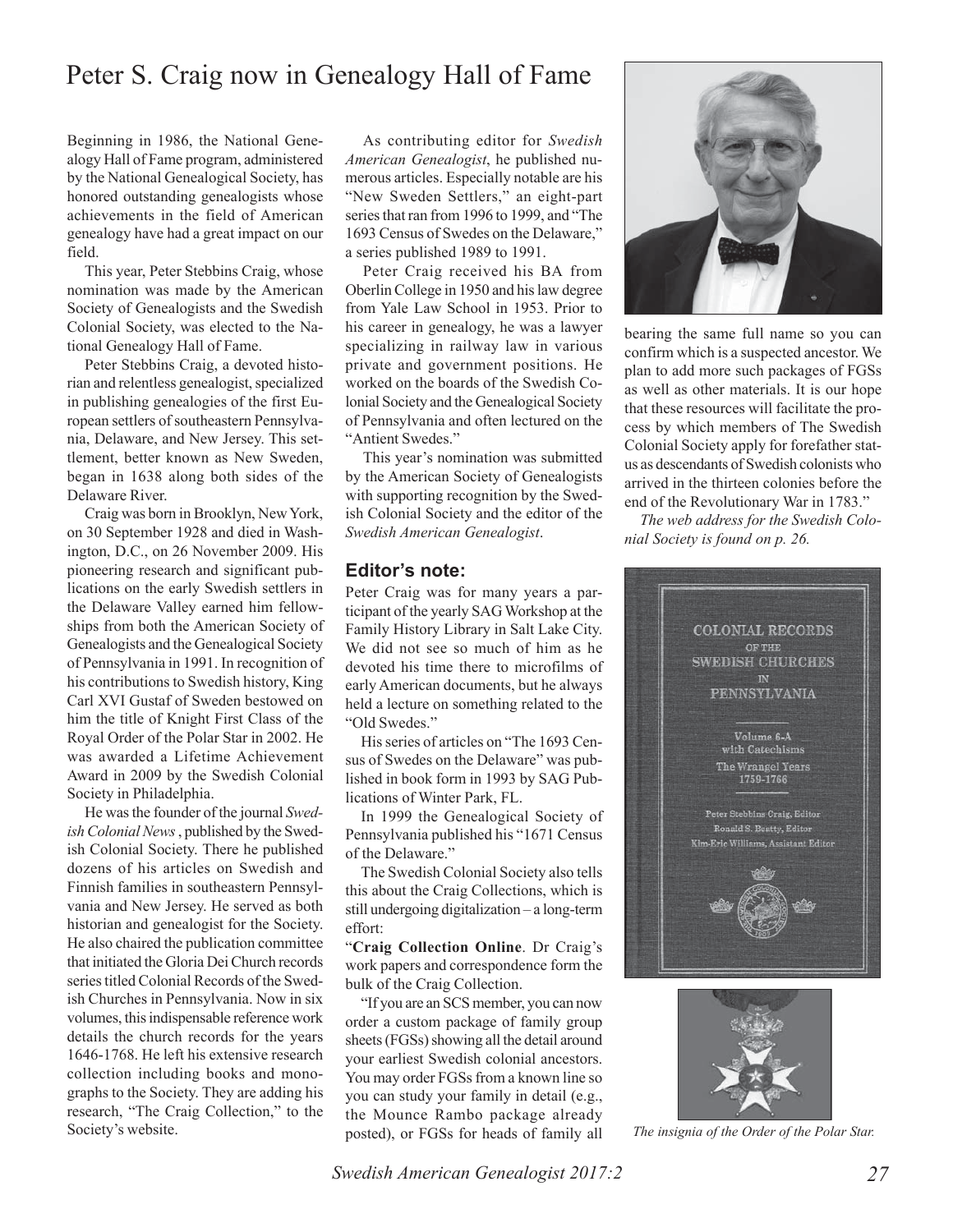# Peter S. Craig now in Genealogy Hall of Fame

Beginning in 1986, the National Genealogy Hall of Fame program, administered by the National Genealogical Society, has honored outstanding genealogists whose achievements in the field of American genealogy have had a great impact on our field.

This year, Peter Stebbins Craig, whose nomination was made by the American Society of Genealogists and the Swedish Colonial Society, was elected to the National Genealogy Hall of Fame.

Peter Stebbins Craig, a devoted historian and relentless genealogist, specialized in publishing genealogies of the first European settlers of southeastern Pennsylvania, Delaware, and New Jersey. This settlement, better known as New Sweden, began in 1638 along both sides of the Delaware River.

Craig was born in Brooklyn, New York, on 30 September 1928 and died in Washington, D.C., on 26 November 2009. His pioneering research and significant publications on the early Swedish settlers in the Delaware Valley earned him fellowships from both the American Society of Genealogists and the Genealogical Society of Pennsylvania in 1991. In recognition of his contributions to Swedish history, King Carl XVI Gustaf of Sweden bestowed on him the title of Knight First Class of the Royal Order of the Polar Star in 2002. He was awarded a Lifetime Achievement Award in 2009 by the Swedish Colonial Society in Philadelphia.

He was the founder of the journal *Swedish Colonial News*, published by the Swedish Colonial Society. There he published dozens of his articles on Swedish and Finnish families in southeastern Pennsylvania and New Jersey. He served as both historian and genealogist for the Society. He also chaired the publication committee that initiated the Gloria Dei Church records series titled Colonial Records of the Swedish Churches in Pennsylvania. Now in six volumes, this indispensable reference work details the church records for the years 1646-1768. He left his extensive research collection including books and monographs to the Society. They are adding his research, "The Craig Collection," to the Society's website.

As contributing editor for *Swedish American Genealogist*, he published numerous articles. Especially notable are his "New Sweden Settlers," an eight-part series that ran from 1996 to 1999, and "The 1693 Census of Swedes on the Delaware," a series published 1989 to 1991.

Peter Craig received his BA from Oberlin College in 1950 and his law degree from Yale Law School in 1953. Prior to his career in genealogy, he was a lawyer specializing in railway law in various private and government positions. He worked on the boards of the Swedish Colonial Society and the Genealogical Society of Pennsylvania and often lectured on the "Antient Swedes."

This year's nomination was submitted by the American Society of Genealogists with supporting recognition by the Swedish Colonial Society and the editor of the *Swedish American Genealogist*.

## Editor's note:

Peter Craig was for many years a participant of the yearly SAG Workshop at the Family History Library in Salt Lake City. We did not see so much of him as he devoted his time there to microfilms of early American documents, but he always held a lecture on something related to the "Old Swedes."

His series of articles on "The 1693 Census of Swedes on the Delaware" was published in book form in 1993 by SAG Publications of Winter Park, FL.

In 1999 the Genealogical Society of Pennsylvania published his "1671 Census of the Delaware."

The Swedish Colonial Society also tells this about the Craig Collections, which is still undergoing digitalization – a long-term effort:

"**Craig Collection Online**. Dr Craig's work papers and correspondence form the bulk of the Craig Collection.

"If you are an SCS member, you can now order a custom package of family group sheets (FGSs) showing all the detail around your earliest Swedish colonial ancestors. You may order FGSs from a known line so you can study your family in detail (e.g., the Mounce Rambo package already posted), or FGSs for heads of family all bearing the same full name so you can confirm which is a suspected ancestor. We plan to add more such packages of FGSs as well as other materials. It is our hope that these resources will facilitate the process by which members of The Swedish Colonial Society apply for forefather status as descendants of Swedish colonists who arrived in the thirteen colonies before the end of the Revolutionary War in 1783."

*The web address for the Swedish Colonial Society is found on p. 26.*

COLONIAL RECORDS OF THE SWEDISH CHURCHES IN PENNSYLVANIA

Volume 6-A with Catechisms
The Wrangel Years 1759-1766

Peter Stebbins Craig, Editor
Ronald S. Beatty, Editor
Kim-Eric Williams, Assistant Editor

*The insignia of the Order of the Polar Star.*